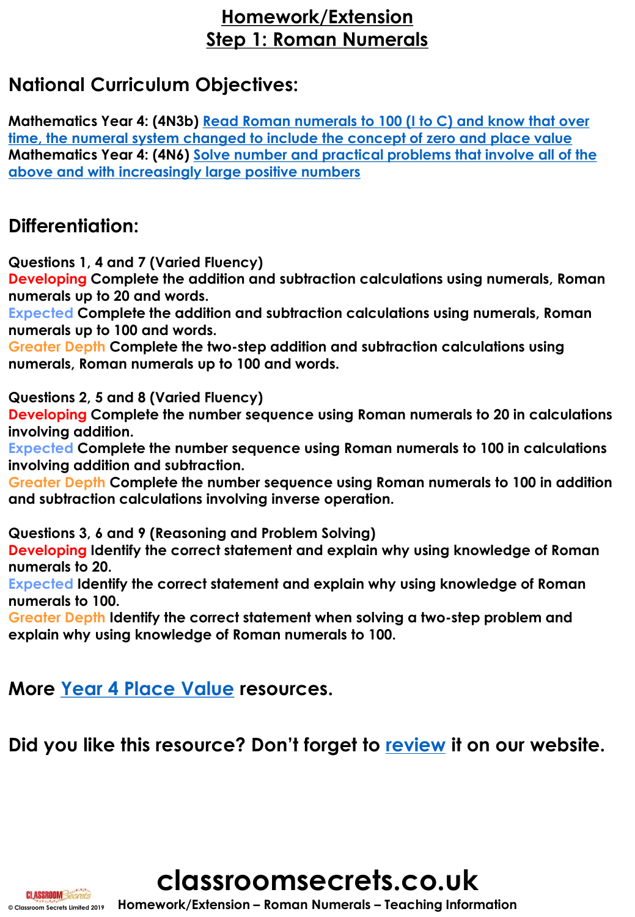# Homework/Extension
# Step 1: Roman Numerals

## National Curriculum Objectives:

**Mathematics Year 4: (4N3b)** Read Roman numerals to 100 (I to C) and know that over time, the numeral system changed to include the concept of zero and place value
**Mathematics Year 4: (4N6)** Solve number and practical problems that involve all of the above and with increasingly large positive numbers

## Differentiation:

**Questions 1, 4 and 7 (Varied Fluency)**
**Developing** Complete the addition and subtraction calculations using numerals, Roman numerals up to 20 and words.
**Expected** Complete the addition and subtraction calculations using numerals, Roman numerals up to 100 and words.
**Greater Depth** Complete the two-step addition and subtraction calculations using numerals, Roman numerals up to 100 and words.

**Questions 2, 5 and 8 (Varied Fluency)**
**Developing** Complete the number sequence using Roman numerals to 20 in calculations involving addition.
**Expected** Complete the number sequence using Roman numerals to 100 in calculations involving addition and subtraction.
**Greater Depth** Complete the number sequence using Roman numerals to 100 in addition and subtraction calculations involving inverse operation.

**Questions 3, 6 and 9 (Reasoning and Problem Solving)**
**Developing** Identify the correct statement and explain why using knowledge of Roman numerals to 20.
**Expected** Identify the correct statement and explain why using knowledge of Roman numerals to 100.
**Greater Depth** Identify the correct statement when solving a two-step problem and explain why using knowledge of Roman numerals to 100.

**More Year 4 Place Value resources.**

**Did you like this resource? Don't forget to review it on our website.**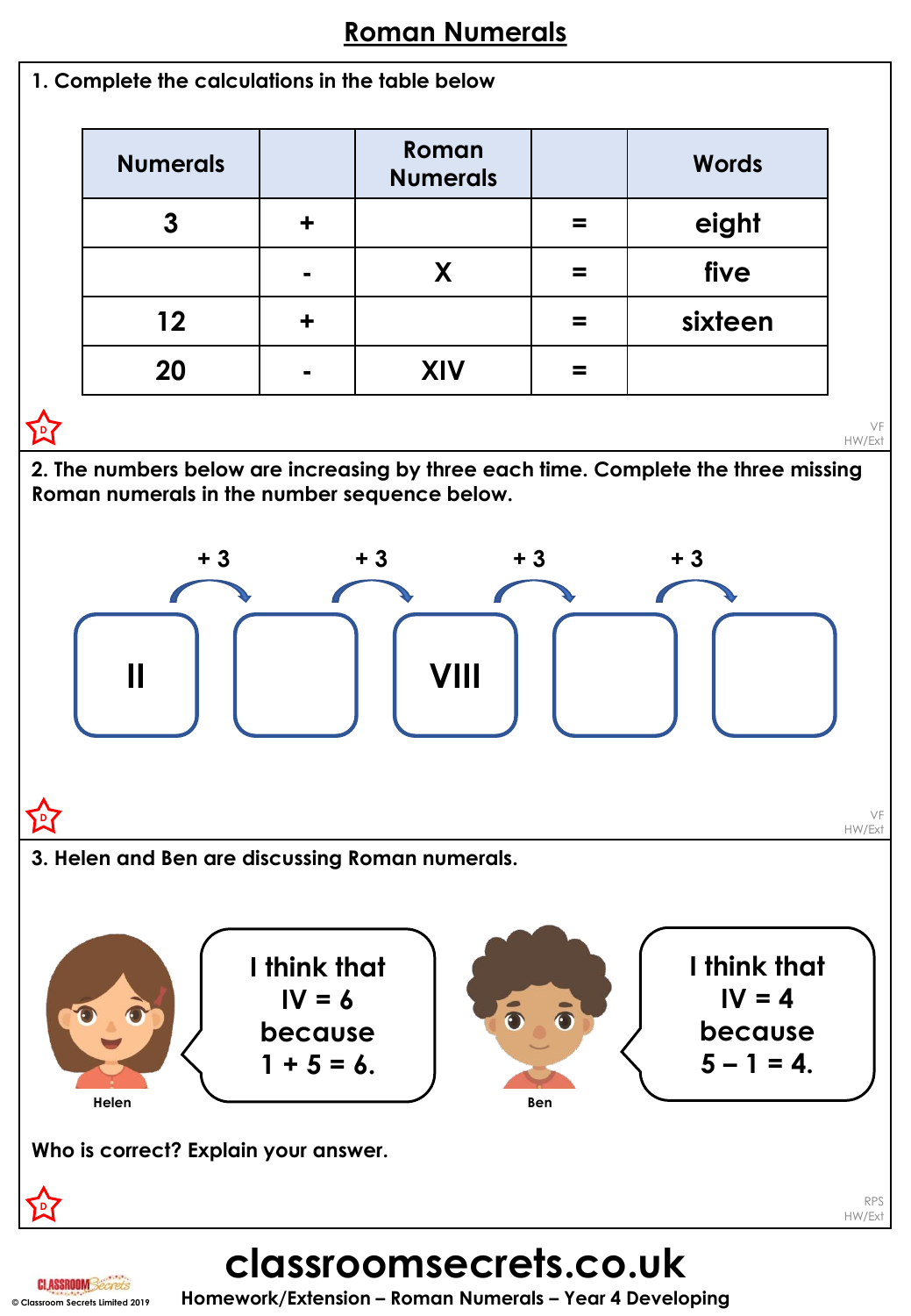# Roman Numerals

**1. Complete the calculations in the table below**

| Numerals | | Roman Numerals | | Words |
|---|---|---|---|---|
| 3 | + | | = | eight |
| | - | X | = | five |
| 12 | + | | = | sixteen |
| 20 | - | XIV | = | |

D

VF
HW/Ext

**2. The numbers below are increasing by three each time. Complete the three missing Roman numerals in the number sequence below.**

+ 3 &nbsp;&nbsp; + 3 &nbsp;&nbsp; + 3 &nbsp;&nbsp; + 3

II → ☐ → VIII → ☐ → ☐

D

VF
HW/Ext

**3. Helen and Ben are discussing Roman numerals.**

Helen: I think that IV = 6 because 1 + 5 = 6.

Ben: I think that IV = 4 because 5 – 1 = 4.

**Who is correct? Explain your answer.**

D

RPS
HW/Ext

**classroomsecrets.co.uk**

Homework/Extension – Roman Numerals – Year 4 Developing

© Classroom Secrets Limited 2019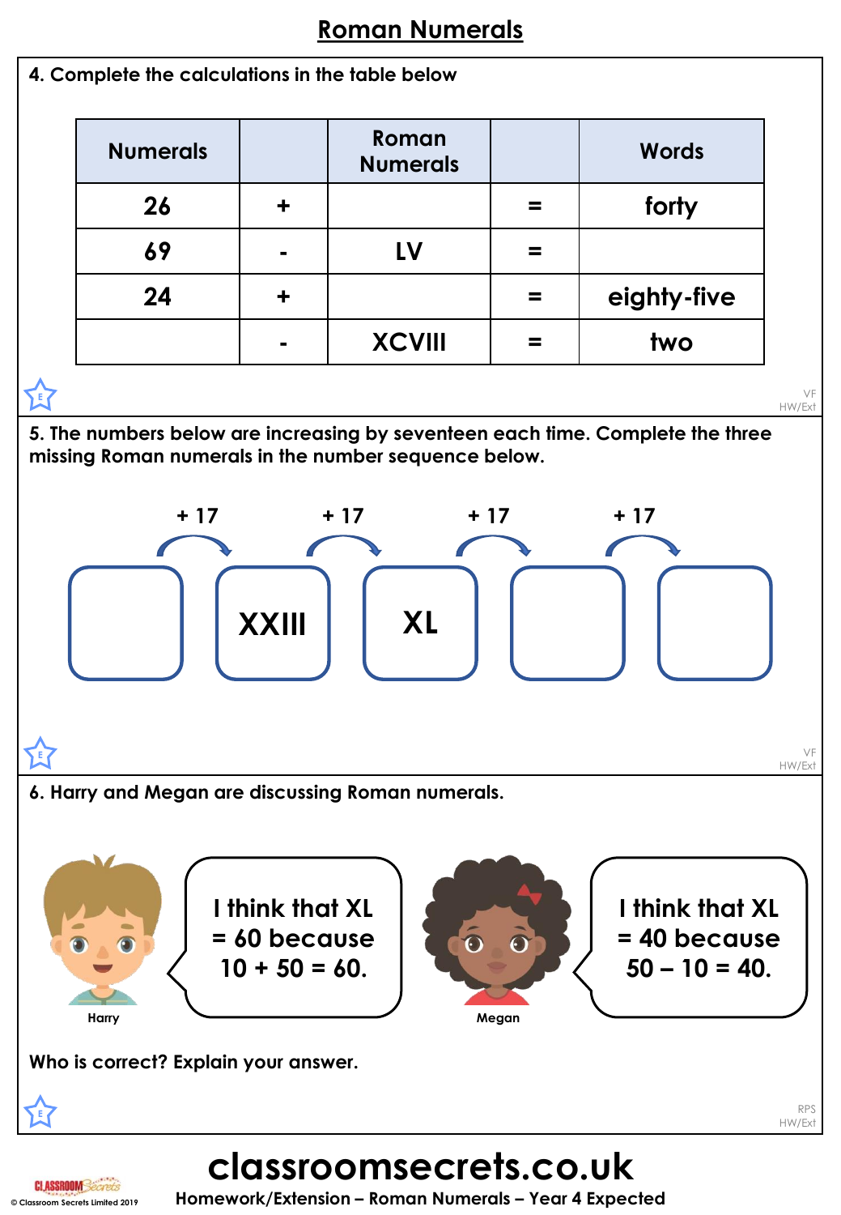# Roman Numerals

**4. Complete the calculations in the table below**

| Numerals | | Roman Numerals | | Words |
|---|---|---|---|---|
| 26 | + | | = | forty |
| 69 | - | LV | = | |
| 24 | + | | = | eighty-five |
| | - | XCVIII | = | two |

VF
HW/Ext

**5. The numbers below are increasing by seventeen each time. Complete the three missing Roman numerals in the number sequence below.**

+ 17 + 17 + 17 + 17

[ ] → XXIII → XL → [ ] → [ ]

VF
HW/Ext

**6. Harry and Megan are discussing Roman numerals.**

Harry: I think that XL = 60 because 10 + 50 = 60.

Megan: I think that XL = 40 because 50 – 10 = 40.

**Who is correct? Explain your answer.**

RPS
HW/Ext

classroomsecrets.co.uk

Homework/Extension – Roman Numerals – Year 4 Expected

© Classroom Secrets Limited 2019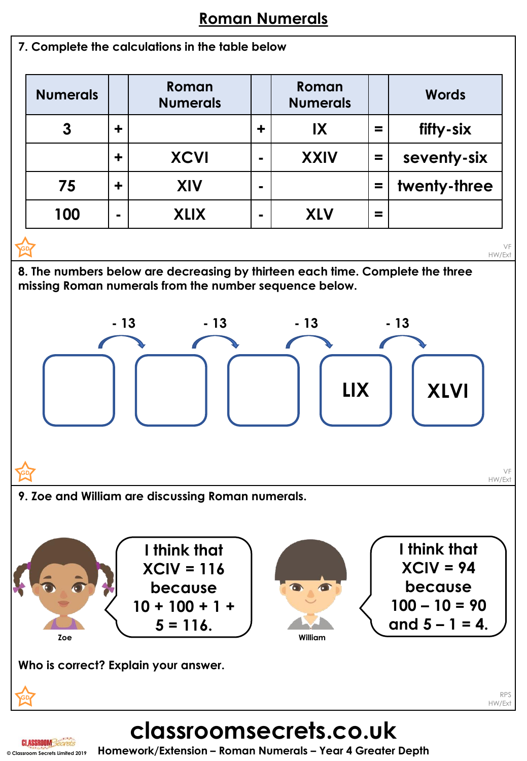# Roman Numerals

**7. Complete the calculations in the table below**

| Numerals | | Roman Numerals | | Roman Numerals | | Words |
|---|---|---|---|---|---|---|
| 3 | + | | + | IX | = | fifty-six |
| | + | XCVI | - | XXIV | = | seventy-six |
| 75 | + | XIV | - | | = | twenty-three |
| 100 | - | XLIX | - | XLV | = | |

GD

VF
HW/Ext

**8. The numbers below are decreasing by thirteen each time. Complete the three missing Roman numerals from the number sequence below.**

- 13 - 13 - 13 - 13

| | | | | |
|---|---|---|---|---|
| | | | LIX | XLVI |

GD

VF
HW/Ext

**9. Zoe and William are discussing Roman numerals.**

Zoe: I think that XCIV = 116 because 10 + 100 + 1 + 5 = 116.

William: I think that XCIV = 94 because 100 – 10 = 90 and 5 – 1 = 4.

**Who is correct? Explain your answer.**

GD

RPS
HW/Ext

classroomsecrets.co.uk

© Classroom Secrets Limited 2019

Homework/Extension – Roman Numerals – Year 4 Greater Depth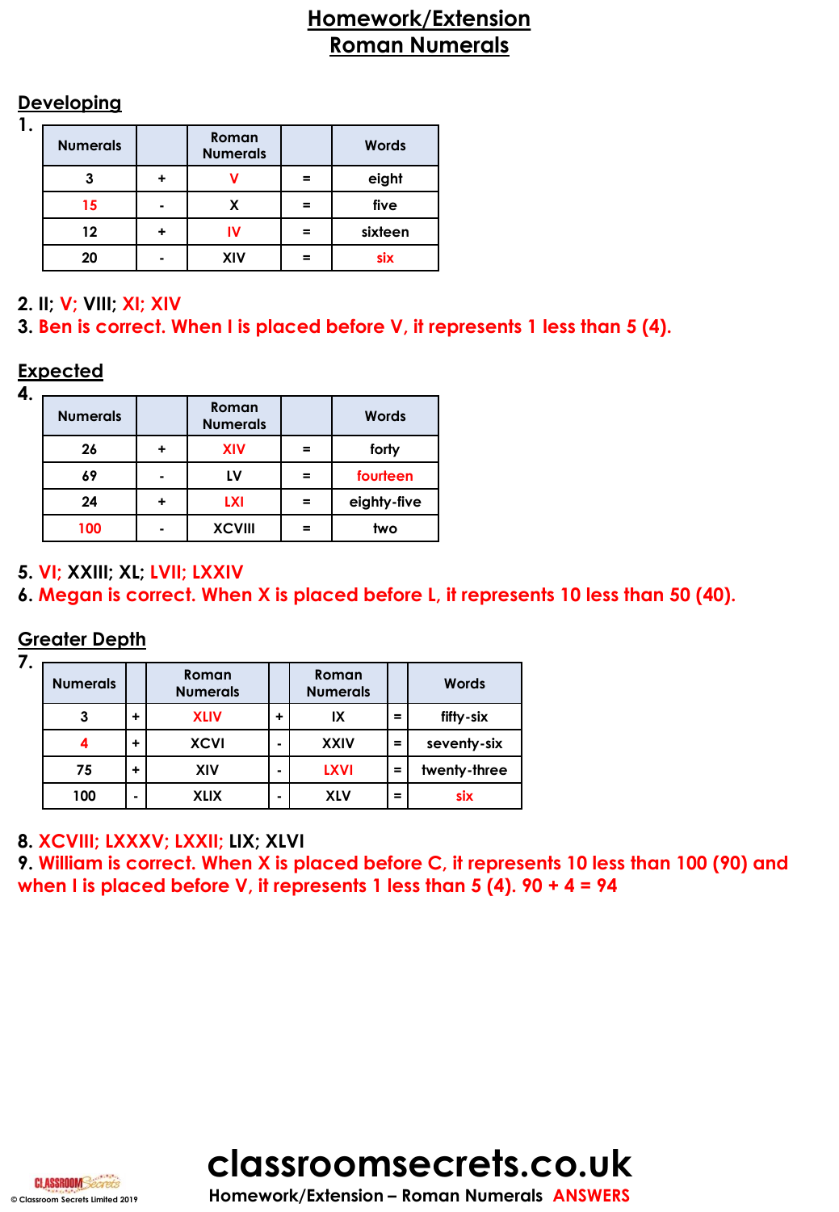# Homework/Extension
# Roman Numerals

## Developing

1.

| Numerals | | Roman Numerals | | Words |
|---|---|---|---|---|
| 3 | + | V | = | eight |
| 15 | - | X | = | five |
| 12 | + | IV | = | sixteen |
| 20 | - | XIV | = | six |

2. II; V; VIII; XI; XIV

3. Ben is correct. When I is placed before V, it represents 1 less than 5 (4).

## Expected

4.

| Numerals | | Roman Numerals | | Words |
|---|---|---|---|---|
| 26 | + | XIV | = | forty |
| 69 | - | LV | = | fourteen |
| 24 | + | LXI | = | eighty-five |
| 100 | - | XCVIII | = | two |

5. VI; XXIII; XL; LVII; LXXIV

6. Megan is correct. When X is placed before L, it represents 10 less than 50 (40).

## Greater Depth

7.

| Numerals | | Roman Numerals | | Roman Numerals | | Words |
|---|---|---|---|---|---|---|
| 3 | + | XLIV | + | IX | = | fifty-six |
| 4 | + | XCVI | - | XXIV | = | seventy-six |
| 75 | + | XIV | - | LXVI | = | twenty-three |
| 100 | - | XLIX | - | XLV | = | six |

8. XCVIII; LXXXV; LXXII; LIX; XLVI

9. William is correct. When X is placed before C, it represents 10 less than 100 (90) and when I is placed before V, it represents 1 less than 5 (4). 90 + 4 = 94